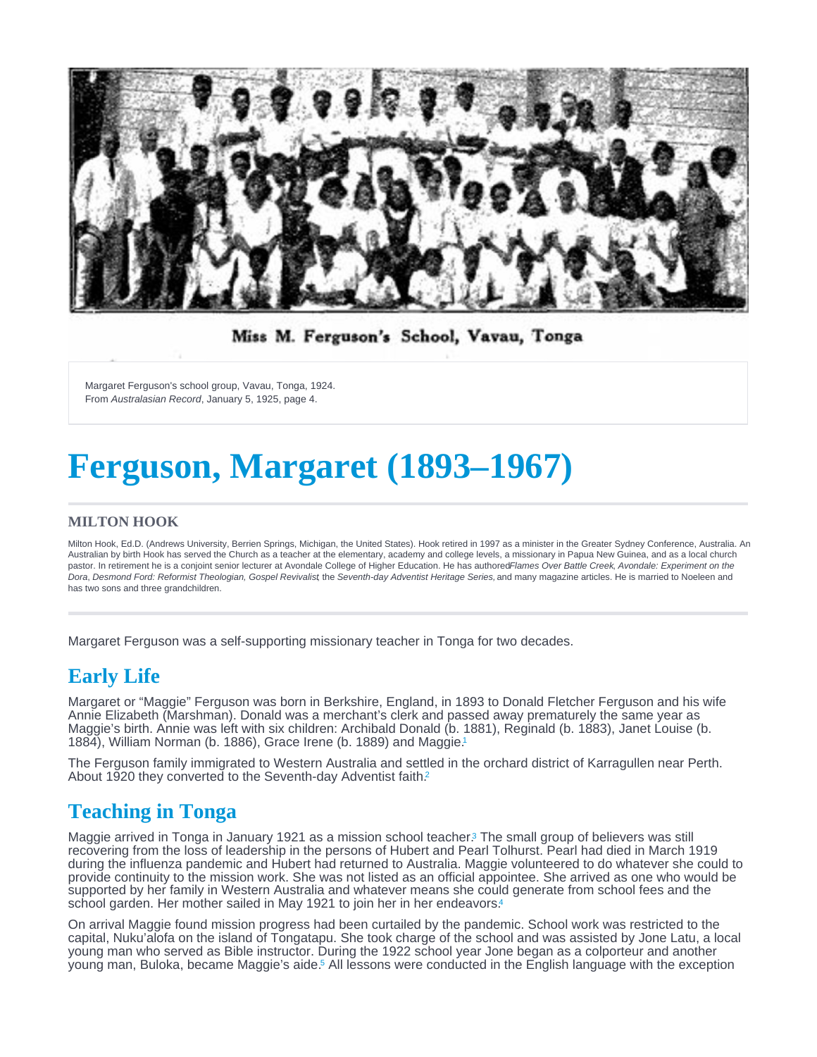Miss M. Ferguson's School, Vavau, Tonga

Margaret Ferguson's school group, Vavau, Tonga, 1924.
From *Australasian Record*, January 5, 1925, page 4.

# Ferguson, Margaret (1893–1967)

### MILTON HOOK

Milton Hook, Ed.D. (Andrews University, Berrien Springs, Michigan, the United States). Hook retired in 1997 as a minister in the Greater Sydney Conference, Australia. An Australian by birth Hook has served the Church as a teacher at the elementary, academy and college levels, a missionary in Papua New Guinea, and as a local church pastor. In retirement he is a conjoint senior lecturer at Avondale College of Higher Education. He has authored *Flames Over Battle Creek*, *Avondale: Experiment on the Dora*, *Desmond Ford: Reformist Theologian, Gospel Revivalist*, the *Seventh-day Adventist Heritage Series*, and many magazine articles. He is married to Noeleen and has two sons and three grandchildren.

Margaret Ferguson was a self-supporting missionary teacher in Tonga for two decades.

## Early Life

Margaret or "Maggie" Ferguson was born in Berkshire, England, in 1893 to Donald Fletcher Ferguson and his wife Annie Elizabeth (Marshman). Donald was a merchant's clerk and passed away prematurely the same year as Maggie's birth. Annie was left with six children: Archibald Donald (b. 1881), Reginald (b. 1883), Janet Louise (b. 1884), William Norman (b. 1886), Grace Irene (b. 1889) and Maggie.[1]

The Ferguson family immigrated to Western Australia and settled in the orchard district of Karragullen near Perth. About 1920 they converted to the Seventh-day Adventist faith.[2]

## Teaching in Tonga

Maggie arrived in Tonga in January 1921 as a mission school teacher.[3] The small group of believers was still recovering from the loss of leadership in the persons of Hubert and Pearl Tolhurst. Pearl had died in March 1919 during the influenza pandemic and Hubert had returned to Australia. Maggie volunteered to do whatever she could to provide continuity to the mission work. She was not listed as an official appointee. She arrived as one who would be supported by her family in Western Australia and whatever means she could generate from school fees and the school garden. Her mother sailed in May 1921 to join her in her endeavors.[4]

On arrival Maggie found mission progress had been curtailed by the pandemic. School work was restricted to the capital, Nuku'alofa on the island of Tongatapu. She took charge of the school and was assisted by Jone Latu, a local young man who served as Bible instructor. During the 1922 school year Jone began as a colporteur and another young man, Buloka, became Maggie's aide.[5] All lessons were conducted in the English language with the exception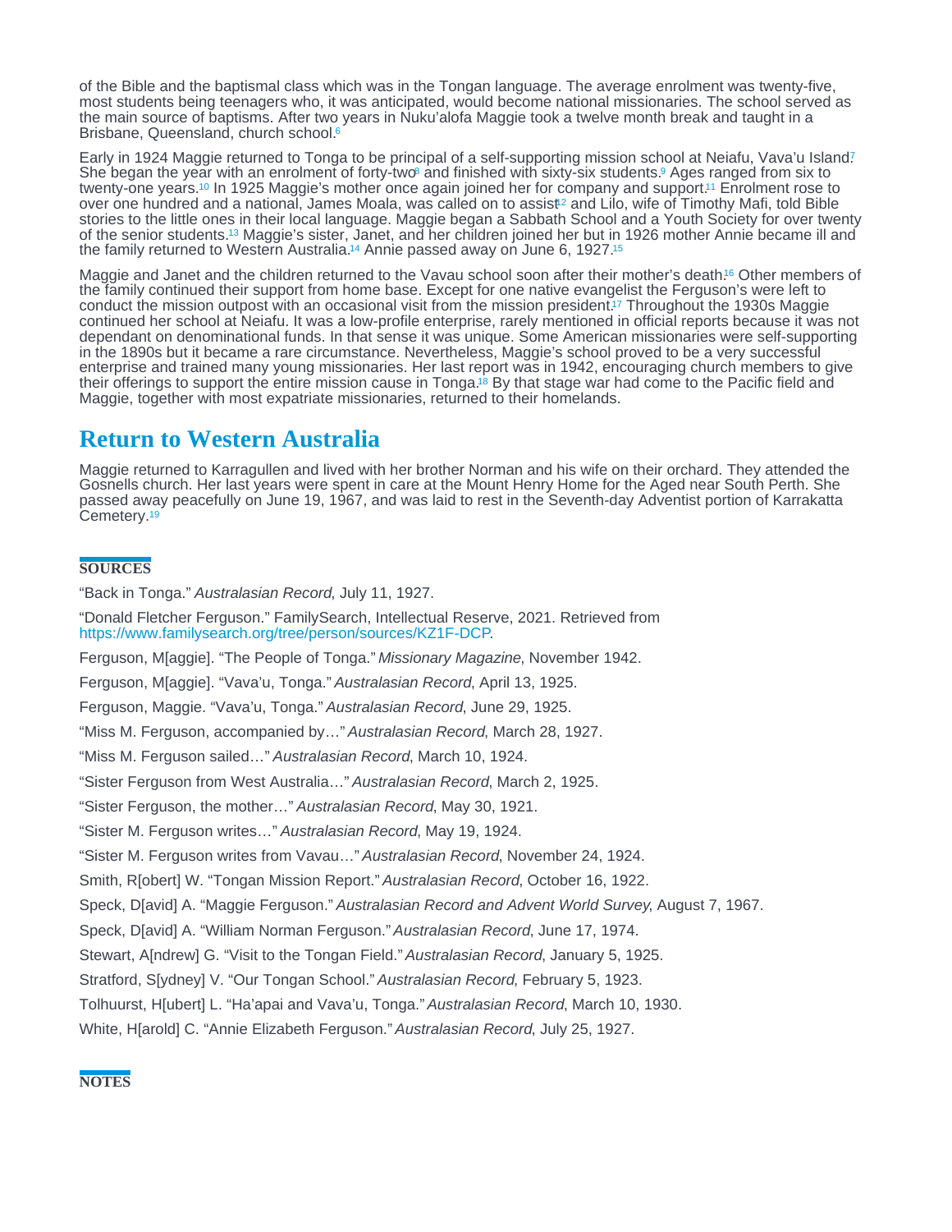of the Bible and the baptismal class which was in the Tongan language. The average enrolment was twenty-five, most students being teenagers who, it was anticipated, would become national missionaries. The school served as the main source of baptisms. After two years in Nuku'alofa Maggie took a twelve month break and taught in a Brisbane, Queensland, church school.[6]

Early in 1924 Maggie returned to Tonga to be principal of a self-supporting mission school at Neiafu, Vava'u Island.[7] She began the year with an enrolment of forty-two[8] and finished with sixty-six students.[9] Ages ranged from six to twenty-one years.[10] In 1925 Maggie's mother once again joined her for company and support.[11] Enrolment rose to over one hundred and a national, James Moala, was called on to assist[12] and Lilo, wife of Timothy Mafi, told Bible stories to the little ones in their local language. Maggie began a Sabbath School and a Youth Society for over twenty of the senior students.[13] Maggie's sister, Janet, and her children joined her but in 1926 mother Annie became ill and the family returned to Western Australia.[14] Annie passed away on June 6, 1927.[15]

Maggie and Janet and the children returned to the Vavau school soon after their mother's death.[16] Other members of the family continued their support from home base. Except for one native evangelist the Ferguson's were left to conduct the mission outpost with an occasional visit from the mission president.[17] Throughout the 1930s Maggie continued her school at Neiafu. It was a low-profile enterprise, rarely mentioned in official reports because it was not dependant on denominational funds. In that sense it was unique. Some American missionaries were self-supporting in the 1890s but it became a rare circumstance. Nevertheless, Maggie's school proved to be a very successful enterprise and trained many young missionaries. Her last report was in 1942, encouraging church members to give their offerings to support the entire mission cause in Tonga.[18] By that stage war had come to the Pacific field and Maggie, together with most expatriate missionaries, returned to their homelands.

## Return to Western Australia

Maggie returned to Karragullen and lived with her brother Norman and his wife on their orchard. They attended the Gosnells church. Her last years were spent in care at the Mount Henry Home for the Aged near South Perth. She passed away peacefully on June 19, 1967, and was laid to rest in the Seventh-day Adventist portion of Karrakatta Cemetery.[19]

### SOURCES

"Back in Tonga." *Australasian Record*, July 11, 1927.

"Donald Fletcher Ferguson." FamilySearch, Intellectual Reserve, 2021. Retrieved from https://www.familysearch.org/tree/person/sources/KZ1F-DCP.

Ferguson, M[aggie]. "The People of Tonga." *Missionary Magazine*, November 1942.

Ferguson, M[aggie]. "Vava'u, Tonga." *Australasian Record*, April 13, 1925.

Ferguson, Maggie. "Vava'u, Tonga." *Australasian Record*, June 29, 1925.

"Miss M. Ferguson, accompanied by…" *Australasian Record*, March 28, 1927.

"Miss M. Ferguson sailed…" *Australasian Record*, March 10, 1924.

"Sister Ferguson from West Australia…" *Australasian Record*, March 2, 1925.

"Sister Ferguson, the mother…" *Australasian Record*, May 30, 1921.

"Sister M. Ferguson writes…" *Australasian Record*, May 19, 1924.

"Sister M. Ferguson writes from Vavau…" *Australasian Record*, November 24, 1924.

Smith, R[obert] W. "Tongan Mission Report." *Australasian Record*, October 16, 1922.

Speck, D[avid] A. "Maggie Ferguson." *Australasian Record and Advent World Survey*, August 7, 1967.

Speck, D[avid] A. "William Norman Ferguson." *Australasian Record*, June 17, 1974.

Stewart, A[ndrew] G. "Visit to the Tongan Field." *Australasian Record*, January 5, 1925.

Stratford, S[ydney] V. "Our Tongan School." *Australasian Record*, February 5, 1923.

Tolhuurst, H[ubert] L. "Ha'apai and Vava'u, Tonga." *Australasian Record*, March 10, 1930.

White, H[arold] C. "Annie Elizabeth Ferguson." *Australasian Record*, July 25, 1927.

### NOTES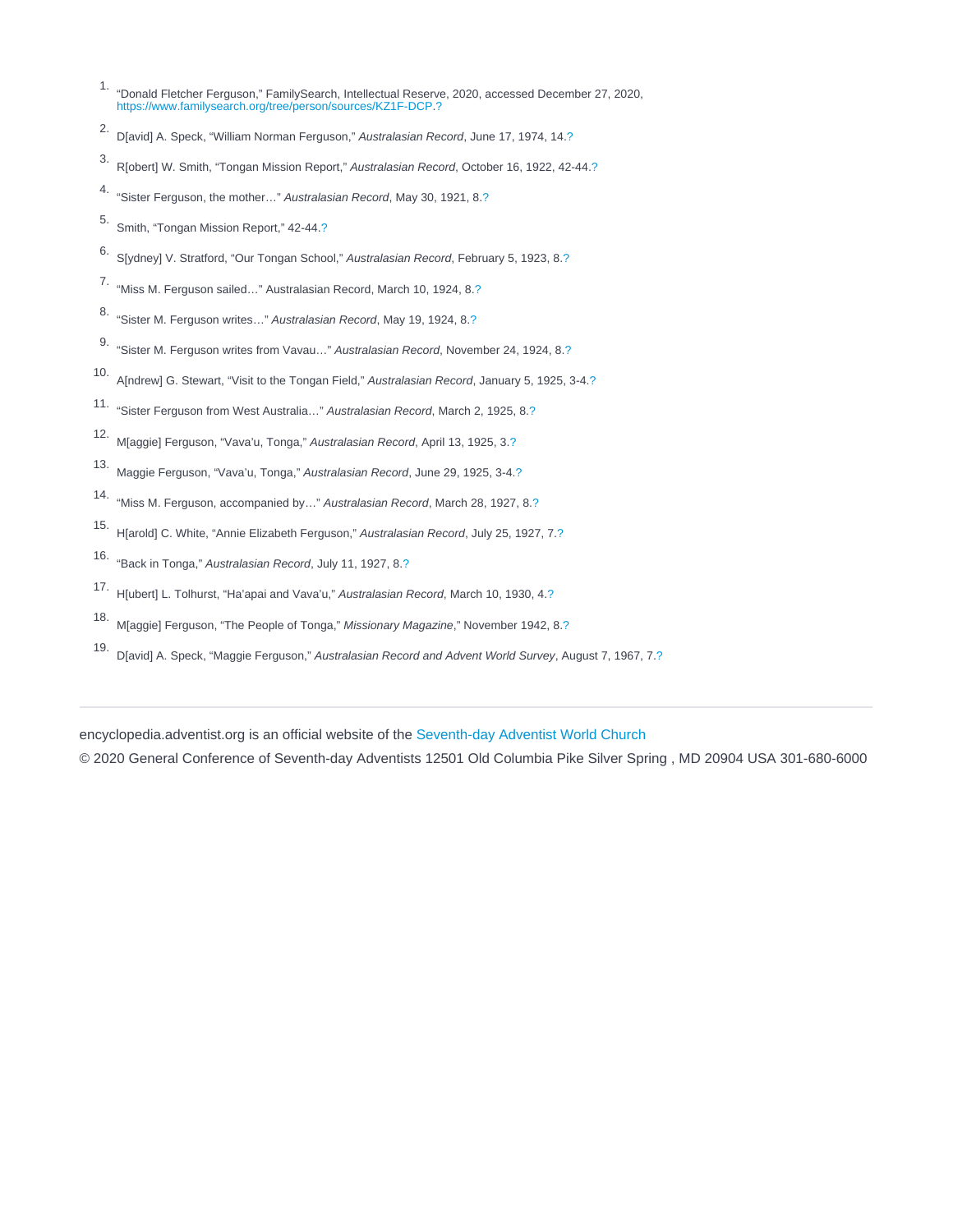1. "Donald Fletcher Ferguson," FamilySearch, Intellectual Reserve, 2020, accessed December 27, 2020, https://www.familysearch.org/tree/person/sources/KZ1F-DCP.?
2. D[avid] A. Speck, "William Norman Ferguson," *Australasian Record*, June 17, 1974, 14.?
3. R[obert] W. Smith, "Tongan Mission Report," *Australasian Record*, October 16, 1922, 42-44.?
4. "Sister Ferguson, the mother…" *Australasian Record*, May 30, 1921, 8.?
5. Smith, "Tongan Mission Report," 42-44.?
6. S[ydney] V. Stratford, "Our Tongan School," *Australasian Record*, February 5, 1923, 8.?
7. "Miss M. Ferguson sailed…" Australasian Record, March 10, 1924, 8.?
8. "Sister M. Ferguson writes…" *Australasian Record*, May 19, 1924, 8.?
9. "Sister M. Ferguson writes from Vavau…" *Australasian Record*, November 24, 1924, 8.?
10. A[ndrew] G. Stewart, "Visit to the Tongan Field," *Australasian Record*, January 5, 1925, 3-4.?
11. "Sister Ferguson from West Australia…" *Australasian Record*, March 2, 1925, 8.?
12. M[aggie] Ferguson, "Vava'u, Tonga," *Australasian Record*, April 13, 1925, 3.?
13. Maggie Ferguson, "Vava'u, Tonga," *Australasian Record*, June 29, 1925, 3-4.?
14. "Miss M. Ferguson, accompanied by…" *Australasian Record*, March 28, 1927, 8.?
15. H[arold] C. White, "Annie Elizabeth Ferguson," *Australasian Record*, July 25, 1927, 7.?
16. "Back in Tonga," *Australasian Record*, July 11, 1927, 8.?
17. H[ubert] L. Tolhurst, "Ha'apai and Vava'u," *Australasian Record*, March 10, 1930, 4.?
18. M[aggie] Ferguson, "The People of Tonga," *Missionary Magazine*," November 1942, 8.?
19. D[avid] A. Speck, "Maggie Ferguson," *Australasian Record and Advent World Survey*, August 7, 1967, 7.?

---

encyclopedia.adventist.org is an official website of the Seventh-day Adventist World Church

© 2020 General Conference of Seventh-day Adventists 12501 Old Columbia Pike Silver Spring , MD 20904 USA 301-680-6000